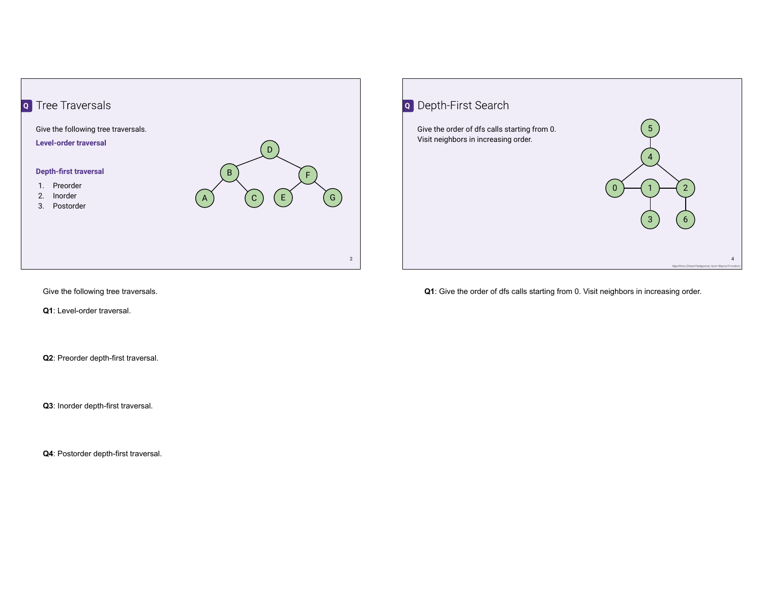## Tree Traversals

Give the following tree traversals.

**Level-order traversal**

**Depth-first traversal**

1. Preorder
2. Inorder
3. Postorder

Give the following tree traversals.

**Q1**: Level-order traversal.

**Q2**: Preorder depth-first traversal.

**Q3**: Inorder depth-first traversal.

**Q4**: Postorder depth-first traversal.

## Depth-First Search

Give the order of dfs calls starting from 0.
Visit neighbors in increasing order.

Algorithms (Robert Sedgewick, Kevin Wayne/Princeton)

**Q1**: Give the order of dfs calls starting from 0. Visit neighbors in increasing order.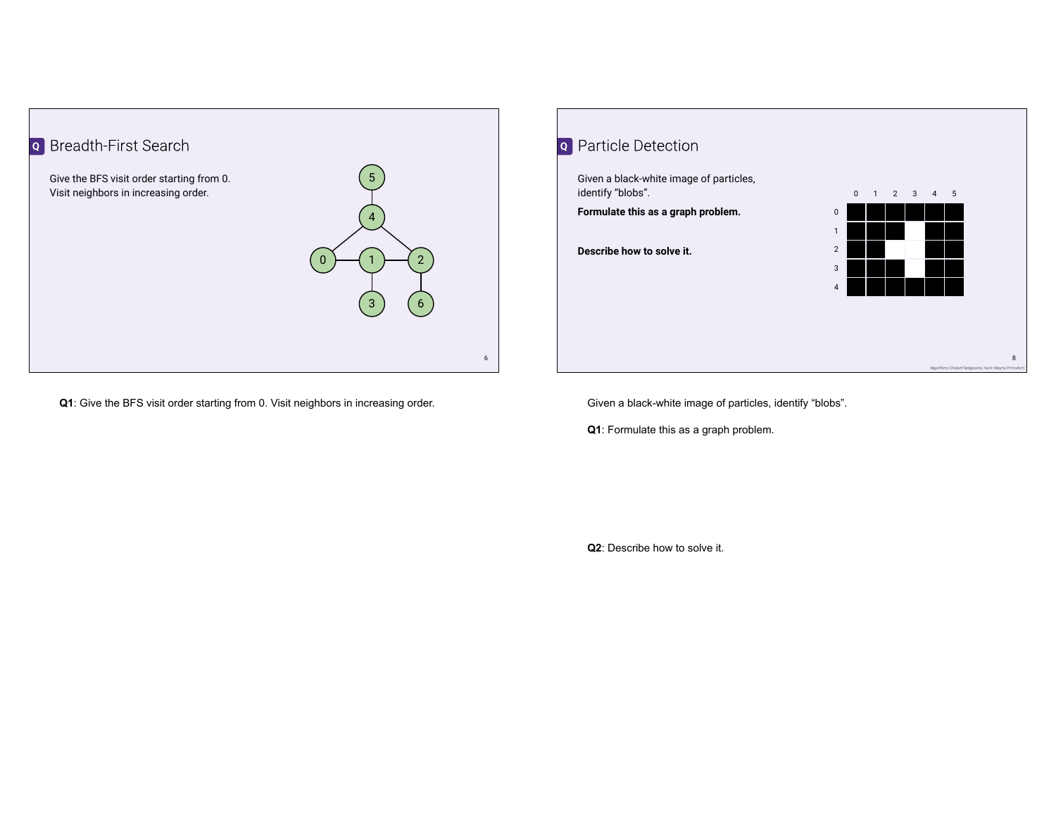## Breadth-First Search

Give the BFS visit order starting from 0.
Visit neighbors in increasing order.

**Q1**: Give the BFS visit order starting from 0. Visit neighbors in increasing order.

## Particle Detection

Given a black-white image of particles, identify "blobs".

**Formulate this as a graph problem.**

**Describe how to solve it.**

| | 0 | 1 | 2 | 3 | 4 | 5 |
|---|---|---|---|---|---|---|
| 0 | black | black | black | black | black | black |
| 1 | black | black | black | white | black | black |
| 2 | black | black | white | white | black | black |
| 3 | black | black | black | white | black | black |
| 4 | black | black | black | black | black | black |

Algorithms (Robert Sedgewick, Kevin Wayne/Princeton)

Given a black-white image of particles, identify "blobs".

**Q1**: Formulate this as a graph problem.

**Q2**: Describe how to solve it.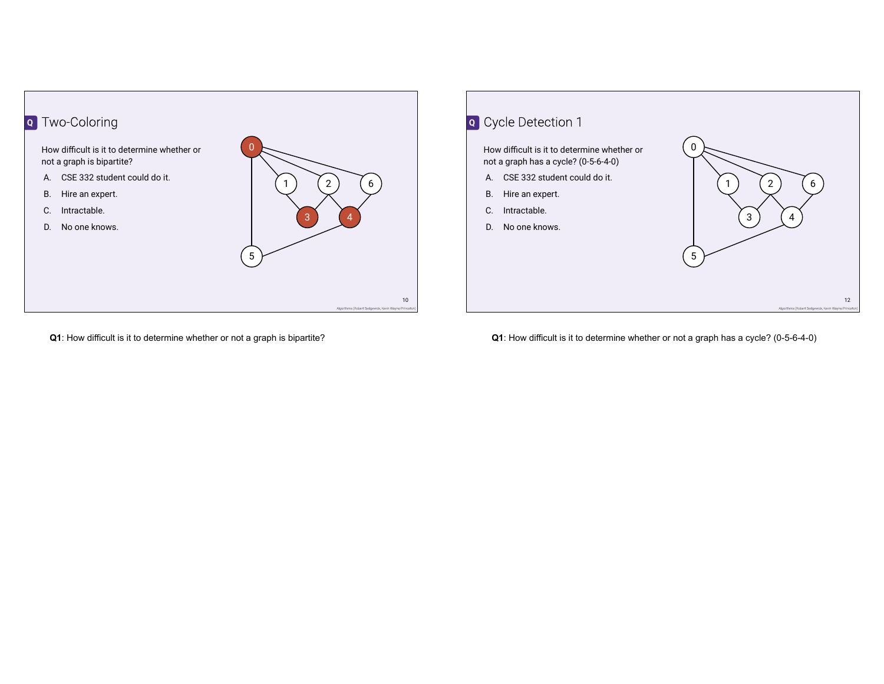## Two-Coloring

How difficult is it to determine whether or not a graph is bipartite?

A. CSE 332 student could do it.
B. Hire an expert.
C. Intractable.
D. No one knows.

**Q1**: How difficult is it to determine whether or not a graph is bipartite?

## Cycle Detection 1

How difficult is it to determine whether or not a graph has a cycle? (0-5-6-4-0)

A. CSE 332 student could do it.
B. Hire an expert.
C. Intractable.
D. No one knows.

**Q1**: How difficult is it to determine whether or not a graph has a cycle? (0-5-6-4-0)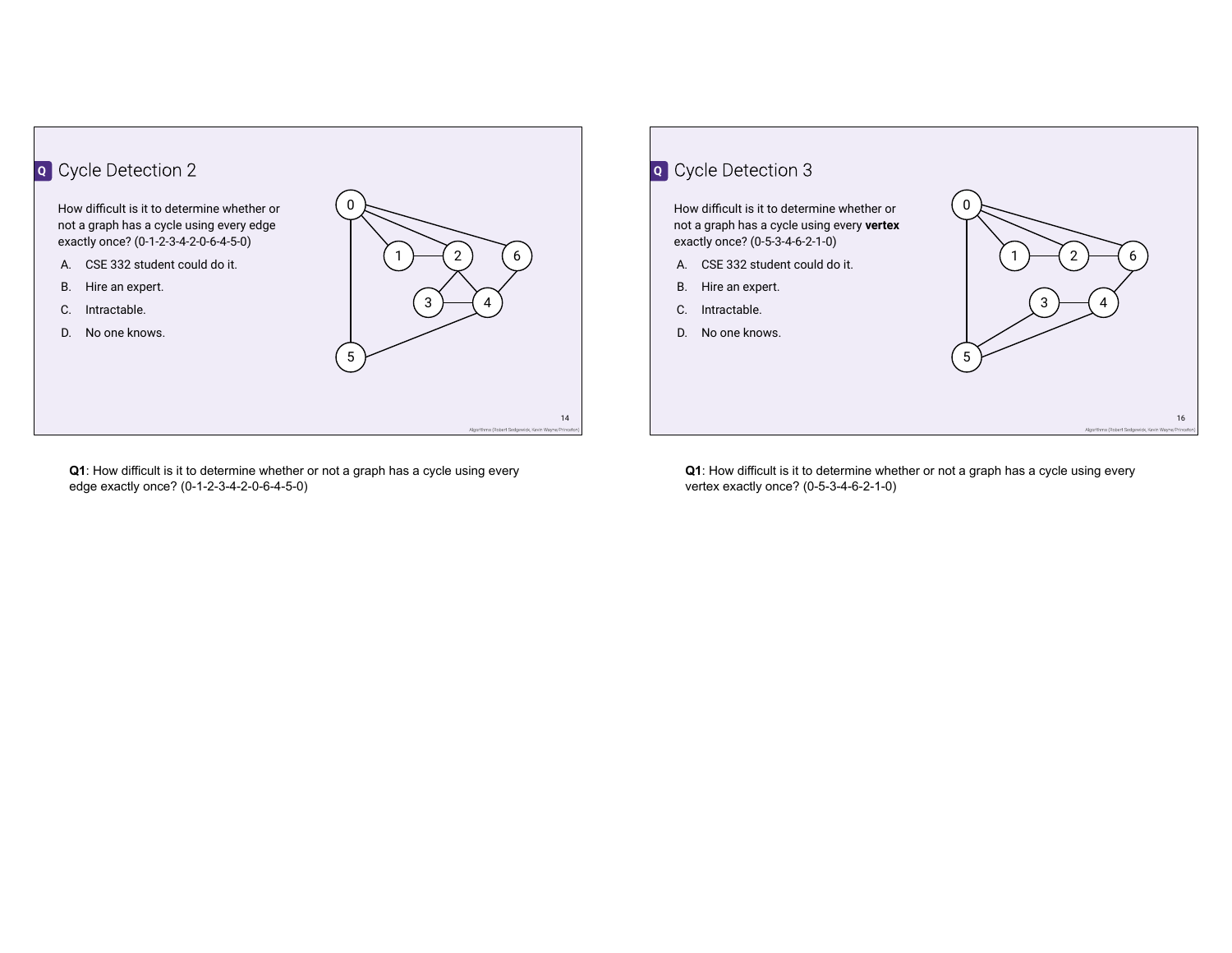## Cycle Detection 2

How difficult is it to determine whether or not a graph has a cycle using every edge exactly once? (0-1-2-3-4-2-0-6-4-5-0)

A. CSE 332 student could do it.
B. Hire an expert.
C. Intractable.
D. No one knows.

0
1
2
6
3
4
5

Algorithms (Robert Sedgewick, Kevin Wayne/Princeton)

**Q1**: How difficult is it to determine whether or not a graph has a cycle using every edge exactly once? (0-1-2-3-4-2-0-6-4-5-0)

## Cycle Detection 3

How difficult is it to determine whether or not a graph has a cycle using every **vertex** exactly once? (0-5-3-4-6-2-1-0)

A. CSE 332 student could do it.
B. Hire an expert.
C. Intractable.
D. No one knows.

0
1
2
6
3
4
5

Algorithms (Robert Sedgewick, Kevin Wayne/Princeton)

**Q1**: How difficult is it to determine whether or not a graph has a cycle using every vertex exactly once? (0-5-3-4-6-2-1-0)